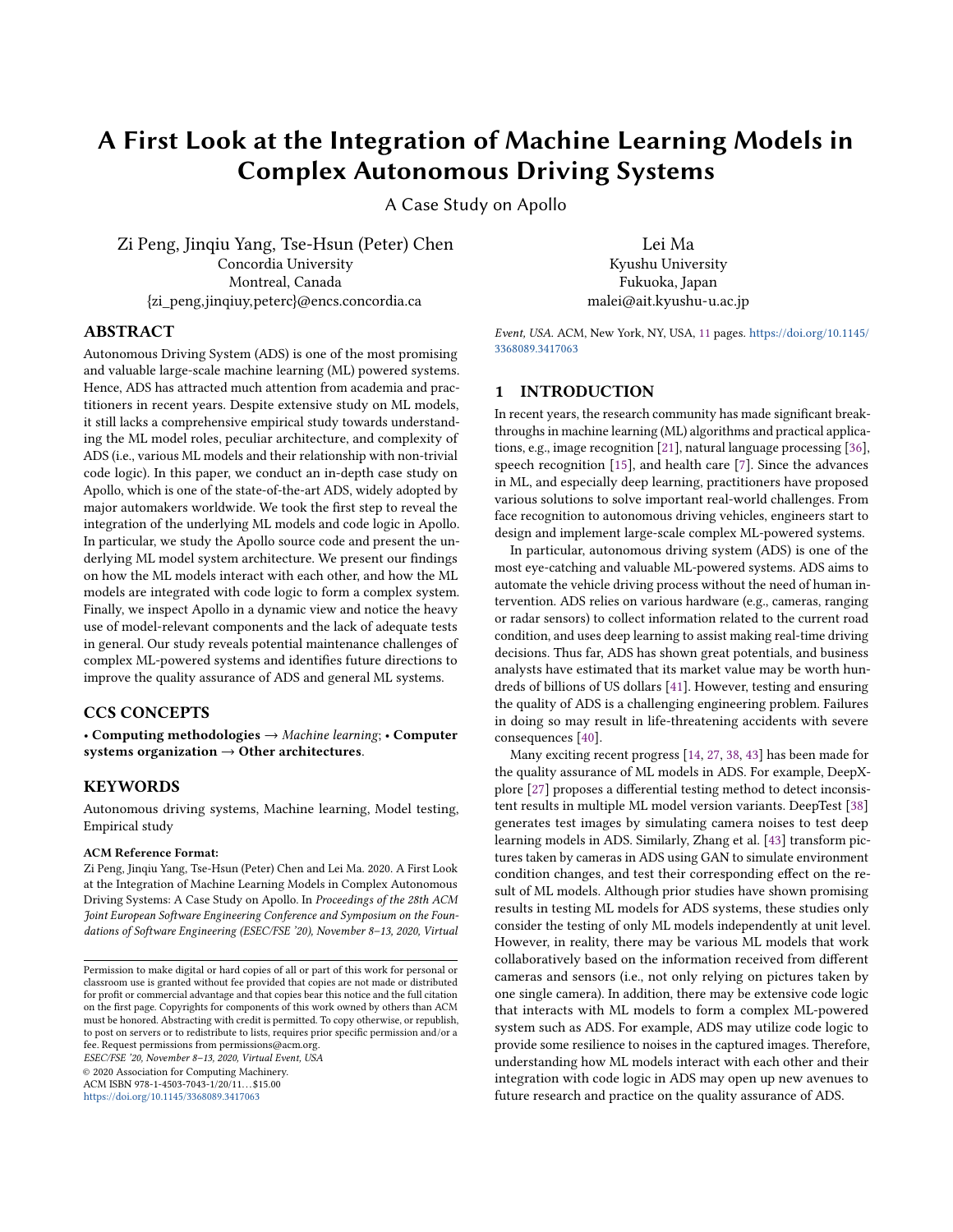# A First Look at the Integration of Machine Learning Models in Complex Autonomous Driving Systems

A Case Study on Apollo

Zi Peng, Jinqiu Yang, Tse-Hsun (Peter) Chen
Concordia University
Montreal, Canada
{zi_peng,jinqiuy,peterc}@encs.concordia.ca

Lei Ma
Kyushu University
Fukuoka, Japan
malei@ait.kyushu-u.ac.jp

## ABSTRACT

Autonomous Driving System (ADS) is one of the most promising and valuable large-scale machine learning (ML) powered systems. Hence, ADS has attracted much attention from academia and practitioners in recent years. Despite extensive study on ML models, it still lacks a comprehensive empirical study towards understanding the ML model roles, peculiar architecture, and complexity of ADS (i.e., various ML models and their relationship with non-trivial code logic). In this paper, we conduct an in-depth case study on Apollo, which is one of the state-of-the-art ADS, widely adopted by major automakers worldwide. We took the first step to reveal the integration of the underlying ML models and code logic in Apollo. In particular, we study the Apollo source code and present the underlying ML model system architecture. We present our findings on how the ML models interact with each other, and how the ML models are integrated with code logic to form a complex system. Finally, we inspect Apollo in a dynamic view and notice the heavy use of model-relevant components and the lack of adequate tests in general. Our study reveals potential maintenance challenges of complex ML-powered systems and identifies future directions to improve the quality assurance of ADS and general ML systems.

## CCS CONCEPTS

• **Computing methodologies** → *Machine learning*; • **Computer systems organization** → **Other architectures**.

## KEYWORDS

Autonomous driving systems, Machine learning, Model testing, Empirical study

**ACM Reference Format:**

Zi Peng, Jinqiu Yang, Tse-Hsun (Peter) Chen and Lei Ma. 2020. A First Look at the Integration of Machine Learning Models in Complex Autonomous Driving Systems: A Case Study on Apollo. In *Proceedings of the 28th ACM Joint European Software Engineering Conference and Symposium on the Foundations of Software Engineering (ESEC/FSE '20), November 8–13, 2020, Virtual Event, USA.* ACM, New York, NY, USA, 11 pages. https://doi.org/10.1145/3368089.3417063

Permission to make digital or hard copies of all or part of this work for personal or classroom use is granted without fee provided that copies are not made or distributed for profit or commercial advantage and that copies bear this notice and the full citation on the first page. Copyrights for components of this work owned by others than ACM must be honored. Abstracting with credit is permitted. To copy otherwise, or republish, to post on servers or to redistribute to lists, requires prior specific permission and/or a fee. Request permissions from permissions@acm.org.
*ESEC/FSE '20, November 8–13, 2020, Virtual Event, USA*
© 2020 Association for Computing Machinery.
ACM ISBN 978-1-4503-7043-1/20/11...$15.00
https://doi.org/10.1145/3368089.3417063

## 1 INTRODUCTION

In recent years, the research community has made significant breakthroughs in machine learning (ML) algorithms and practical applications, e.g., image recognition [21], natural language processing [36], speech recognition [15], and health care [7]. Since the advances in ML, and especially deep learning, practitioners have proposed various solutions to solve important real-world challenges. From face recognition to autonomous driving vehicles, engineers start to design and implement large-scale complex ML-powered systems.

In particular, autonomous driving system (ADS) is one of the most eye-catching and valuable ML-powered systems. ADS aims to automate the vehicle driving process without the need of human intervention. ADS relies on various hardware (e.g., cameras, ranging or radar sensors) to collect information related to the current road condition, and uses deep learning to assist making real-time driving decisions. Thus far, ADS has shown great potentials, and business analysts have estimated that its market value may be worth hundreds of billions of US dollars [41]. However, testing and ensuring the quality of ADS is a challenging engineering problem. Failures in doing so may result in life-threatening accidents with severe consequences [40].

Many exciting recent progress [14, 27, 38, 43] has been made for the quality assurance of ML models in ADS. For example, DeepXplore [27] proposes a differential testing method to detect inconsistent results in multiple ML model version variants. DeepTest [38] generates test images by simulating camera noises to test deep learning models in ADS. Similarly, Zhang et al. [43] transform pictures taken by cameras in ADS using GAN to simulate environment condition changes, and test their corresponding effect on the result of ML models. Although prior studies have shown promising results in testing ML models for ADS systems, these studies only consider the testing of only ML models independently at unit level. However, in reality, there may be various ML models that work collaboratively based on the information received from different cameras and sensors (i.e., not only relying on pictures taken by one single camera). In addition, there may be extensive code logic that interacts with ML models to form a complex ML-powered system such as ADS. For example, ADS may utilize code logic to provide some resilience to noises in the captured images. Therefore, understanding how ML models interact with each other and their integration with code logic in ADS may open up new avenues to future research and practice on the quality assurance of ADS.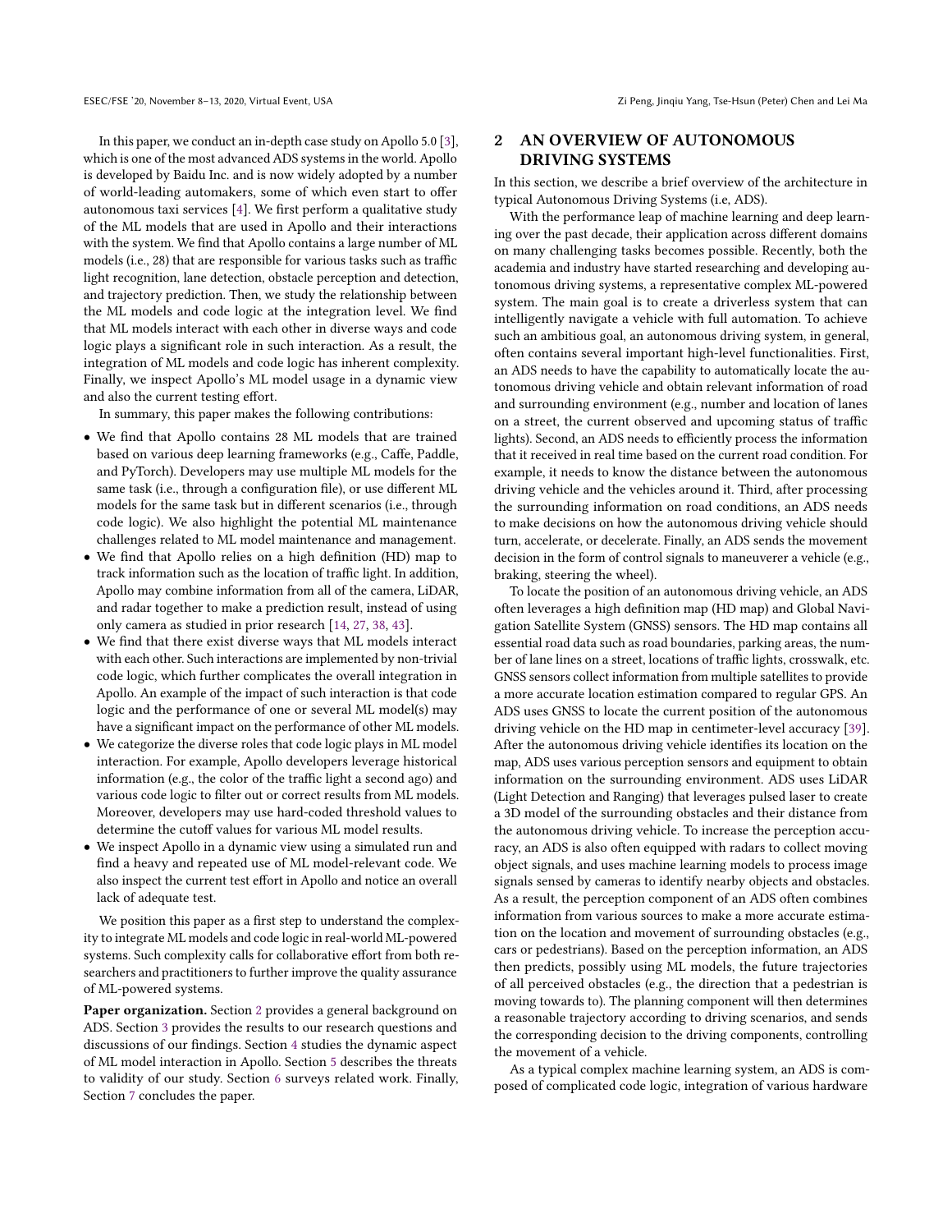In this paper, we conduct an in-depth case study on Apollo 5.0 [3], which is one of the most advanced ADS systems in the world. Apollo is developed by Baidu Inc. and is now widely adopted by a number of world-leading automakers, some of which even start to offer autonomous taxi services [4]. We first perform a qualitative study of the ML models that are used in Apollo and their interactions with the system. We find that Apollo contains a large number of ML models (i.e., 28) that are responsible for various tasks such as traffic light recognition, lane detection, obstacle perception and detection, and trajectory prediction. Then, we study the relationship between the ML models and code logic at the integration level. We find that ML models interact with each other in diverse ways and code logic plays a significant role in such interaction. As a result, the integration of ML models and code logic has inherent complexity. Finally, we inspect Apollo's ML model usage in a dynamic view and also the current testing effort.

In summary, this paper makes the following contributions:

- We find that Apollo contains 28 ML models that are trained based on various deep learning frameworks (e.g., Caffe, Paddle, and PyTorch). Developers may use multiple ML models for the same task (i.e., through a configuration file), or use different ML models for the same task but in different scenarios (i.e., through code logic). We also highlight the potential ML maintenance challenges related to ML model maintenance and management.
- We find that Apollo relies on a high definition (HD) map to track information such as the location of traffic light. In addition, Apollo may combine information from all of the camera, LiDAR, and radar together to make a prediction result, instead of using only camera as studied in prior research [14, 27, 38, 43].
- We find that there exist diverse ways that ML models interact with each other. Such interactions are implemented by non-trivial code logic, which further complicates the overall integration in Apollo. An example of the impact of such interaction is that code logic and the performance of one or several ML model(s) may have a significant impact on the performance of other ML models.
- We categorize the diverse roles that code logic plays in ML model interaction. For example, Apollo developers leverage historical information (e.g., the color of the traffic light a second ago) and various code logic to filter out or correct results from ML models. Moreover, developers may use hard-coded threshold values to determine the cutoff values for various ML model results.
- We inspect Apollo in a dynamic view using a simulated run and find a heavy and repeated use of ML model-relevant code. We also inspect the current test effort in Apollo and notice an overall lack of adequate test.

We position this paper as a first step to understand the complexity to integrate ML models and code logic in real-world ML-powered systems. Such complexity calls for collaborative effort from both researchers and practitioners to further improve the quality assurance of ML-powered systems.

**Paper organization.** Section 2 provides a general background on ADS. Section 3 provides the results to our research questions and discussions of our findings. Section 4 studies the dynamic aspect of ML model interaction in Apollo. Section 5 describes the threats to validity of our study. Section 6 surveys related work. Finally, Section 7 concludes the paper.

## 2 AN OVERVIEW OF AUTONOMOUS DRIVING SYSTEMS

In this section, we describe a brief overview of the architecture in typical Autonomous Driving Systems (i.e, ADS).

With the performance leap of machine learning and deep learning over the past decade, their application across different domains on many challenging tasks becomes possible. Recently, both the academia and industry have started researching and developing autonomous driving systems, a representative complex ML-powered system. The main goal is to create a driverless system that can intelligently navigate a vehicle with full automation. To achieve such an ambitious goal, an autonomous driving system, in general, often contains several important high-level functionalities. First, an ADS needs to have the capability to automatically locate the autonomous driving vehicle and obtain relevant information of road and surrounding environment (e.g., number and location of lanes on a street, the current observed and upcoming status of traffic lights). Second, an ADS needs to efficiently process the information that it received in real time based on the current road condition. For example, it needs to know the distance between the autonomous driving vehicle and the vehicles around it. Third, after processing the surrounding information on road conditions, an ADS needs to make decisions on how the autonomous driving vehicle should turn, accelerate, or decelerate. Finally, an ADS sends the movement decision in the form of control signals to maneuverer a vehicle (e.g., braking, steering the wheel).

To locate the position of an autonomous driving vehicle, an ADS often leverages a high definition map (HD map) and Global Navigation Satellite System (GNSS) sensors. The HD map contains all essential road data such as road boundaries, parking areas, the number of lane lines on a street, locations of traffic lights, crosswalk, etc. GNSS sensors collect information from multiple satellites to provide a more accurate location estimation compared to regular GPS. An ADS uses GNSS to locate the current position of the autonomous driving vehicle on the HD map in centimeter-level accuracy [39]. After the autonomous driving vehicle identifies its location on the map, ADS uses various perception sensors and equipment to obtain information on the surrounding environment. ADS uses LiDAR (Light Detection and Ranging) that leverages pulsed laser to create a 3D model of the surrounding obstacles and their distance from the autonomous driving vehicle. To increase the perception accuracy, an ADS is also often equipped with radars to collect moving object signals, and uses machine learning models to process image signals sensed by cameras to identify nearby objects and obstacles. As a result, the perception component of an ADS often combines information from various sources to make a more accurate estimation on the location and movement of surrounding obstacles (e.g., cars or pedestrians). Based on the perception information, an ADS then predicts, possibly using ML models, the future trajectories of all perceived obstacles (e.g., the direction that a pedestrian is moving towards to). The planning component will then determines a reasonable trajectory according to driving scenarios, and sends the corresponding decision to the driving components, controlling the movement of a vehicle.

As a typical complex machine learning system, an ADS is composed of complicated code logic, integration of various hardware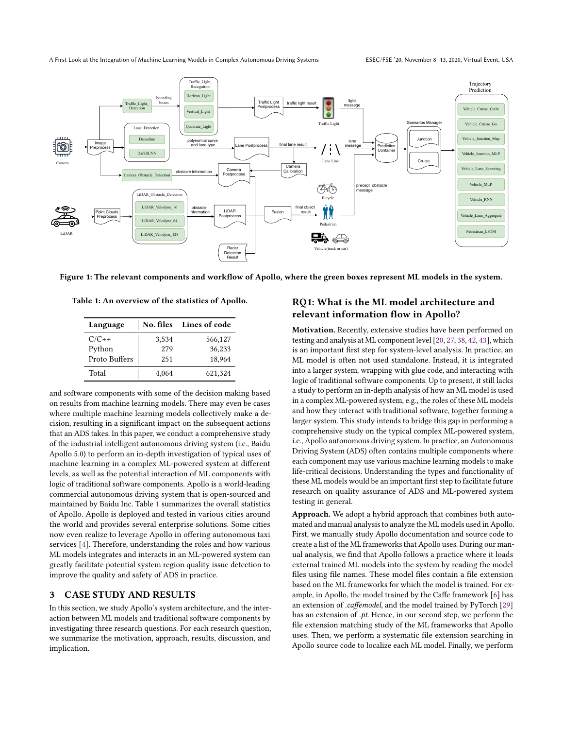Figure 1: The relevant components and workflow of Apollo, where the green boxes represent ML models in the system.

Table 1: An overview of the statistics of Apollo.

| Language | No. files | Lines of code |
|---|---|---|
| C/C++ | 3,534 | 566,127 |
| Python | 279 | 36,233 |
| Proto Buffers | 251 | 18,964 |
| Total | 4,064 | 621,324 |

and software components with some of the decision making based on results from machine learning models. There may even be cases where multiple machine learning models collectively make a decision, resulting in a significant impact on the subsequent actions that an ADS takes. In this paper, we conduct a comprehensive study of the industrial intelligent autonomous driving system (i.e., Baidu Apollo 5.0) to perform an in-depth investigation of typical uses of machine learning in a complex ML-powered system at different levels, as well as the potential interaction of ML components with logic of traditional software components. Apollo is a world-leading commercial autonomous driving system that is open-sourced and maintained by Baidu Inc. Table 1 summarizes the overall statistics of Apollo. Apollo is deployed and tested in various cities around the world and provides several enterprise solutions. Some cities now even realize to leverage Apollo in offering autonomous taxi services [4]. Therefore, understanding the roles and how various ML models integrates and interacts in an ML-powered system can greatly facilitate potential system region quality issue detection to improve the quality and safety of ADS in practice.

## 3 CASE STUDY AND RESULTS

In this section, we study Apollo's system architecture, and the interaction between ML models and traditional software components by investigating three research questions. For each research question, we summarize the motivation, approach, results, discussion, and implication.

### RQ1: What is the ML model architecture and relevant information flow in Apollo?

**Motivation.** Recently, extensive studies have been performed on testing and analysis at ML component level [20, 27, 38, 42, 43], which is an important first step for system-level analysis. In practice, an ML model is often not used standalone. Instead, it is integrated into a larger system, wrapping with glue code, and interacting with logic of traditional software components. Up to present, it still lacks a study to perform an in-depth analysis of how an ML model is used in a complex ML-powered system, e.g., the roles of these ML models and how they interact with traditional software, together forming a larger system. This study intends to bridge this gap in performing a comprehensive study on the typical complex ML-powered system, i.e., Apollo autonomous driving system. In practice, an Autonomous Driving System (ADS) often contains multiple components where each component may use various machine learning models to make life-critical decisions. Understanding the types and functionality of these ML models would be an important first step to facilitate future research on quality assurance of ADS and ML-powered system testing in general.

**Approach.** We adopt a hybrid approach that combines both automated and manual analysis to analyze the ML models used in Apollo. First, we manually study Apollo documentation and source code to create a list of the ML frameworks that Apollo uses. During our manual analysis, we find that Apollo follows a practice where it loads external trained ML models into the system by reading the model files using file names. These model files contain a file extension based on the ML frameworks for which the model is trained. For example, in Apollo, the model trained by the Caffe framework [6] has an extension of *.caffemodel*, and the model trained by PyTorch [29] has an extension of *.pt*. Hence, in our second step, we perform the file extension matching study of the ML frameworks that Apollo uses. Then, we perform a systematic file extension searching in Apollo source code to localize each ML model. Finally, we perform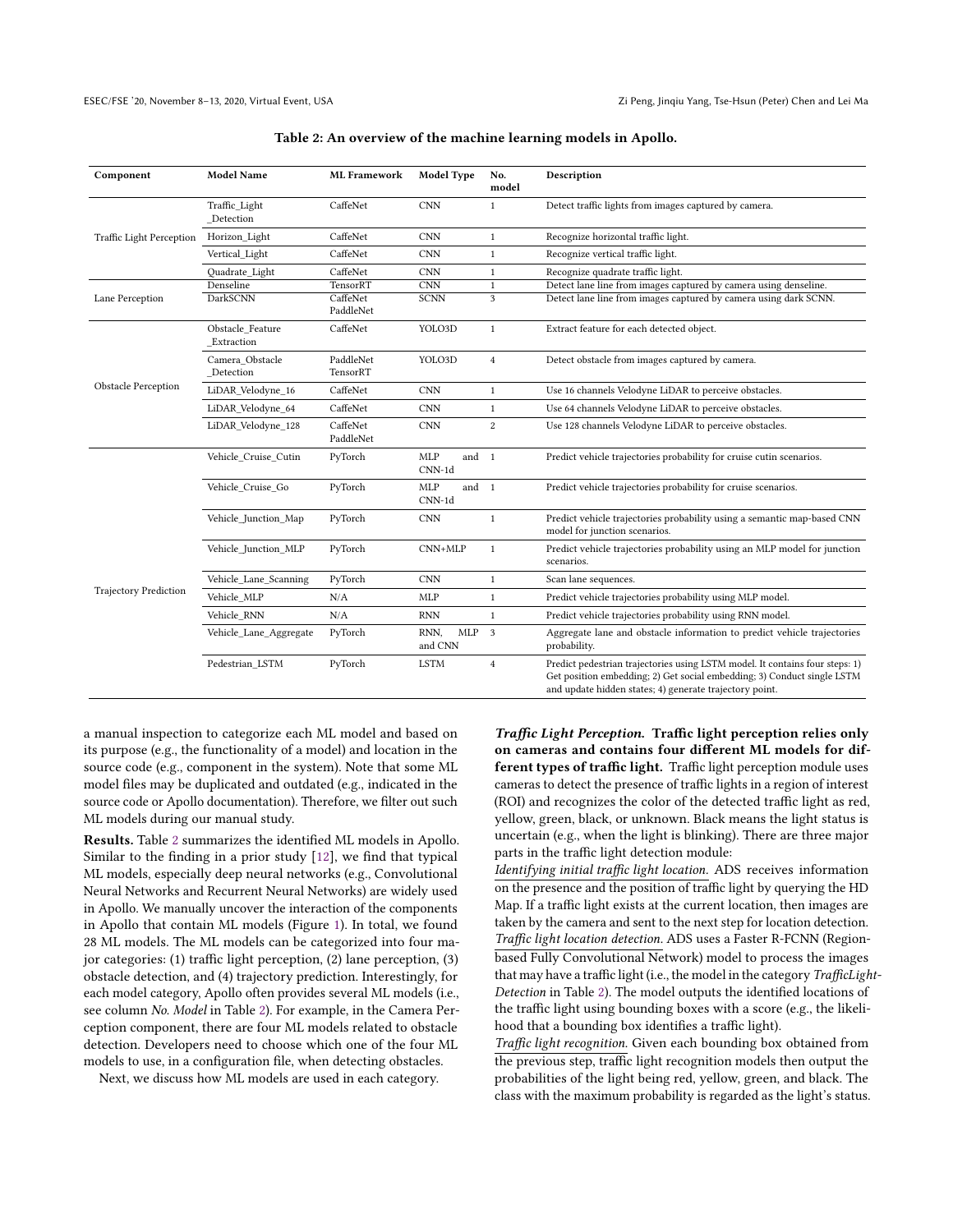**Table 2: An overview of the machine learning models in Apollo.**

| Component | Model Name | ML Framework | Model Type | No. model | Description |
|---|---|---|---|---|---|
| Traffic Light Perception | Traffic_Light _Detection | CaffeNet | CNN | 1 | Detect traffic lights from images captured by camera. |
| | Horizon_Light | CaffeNet | CNN | 1 | Recognize horizontal traffic light. |
| | Vertical_Light | CaffeNet | CNN | 1 | Recognize vertical traffic light. |
| | Quadrate_Light | CaffeNet | CNN | 1 | Recognize quadrate traffic light. |
| Lane Perception | Denseline | TensorRT | CNN | 1 | Detect lane line from images captured by camera using denseline. |
| | DarkSCNN | CaffeNet PaddleNet | SCNN | 3 | Detect lane line from images captured by camera using dark SCNN. |
| Obstacle Perception | Obstacle_Feature _Extraction | CaffeNet | YOLO3D | 1 | Extract feature for each detected object. |
| | Camera_Obstacle _Detection | PaddleNet TensorRT | YOLO3D | 4 | Detect obstacle from images captured by camera. |
| | LiDAR_Velodyne_16 | CaffeNet | CNN | 1 | Use 16 channels Velodyne LiDAR to perceive obstacles. |
| | LiDAR_Velodyne_64 | CaffeNet | CNN | 1 | Use 64 channels Velodyne LiDAR to perceive obstacles. |
| | LiDAR_Velodyne_128 | CaffeNet PaddleNet | CNN | 2 | Use 128 channels Velodyne LiDAR to perceive obstacles. |
| Trajectory Prediction | Vehicle_Cruise_Cutin | PyTorch | MLP and CNN-1d | 1 | Predict vehicle trajectories probability for cruise cutin scenarios. |
| | Vehicle_Cruise_Go | PyTorch | MLP and CNN-1d | 1 | Predict vehicle trajectories probability for cruise scenarios. |
| | Vehicle_Junction_Map | PyTorch | CNN | 1 | Predict vehicle trajectories probability using a semantic map-based CNN model for junction scenarios. |
| | Vehicle_Junction_MLP | PyTorch | CNN+MLP | 1 | Predict vehicle trajectories probability using an MLP model for junction scenarios. |
| | Vehicle_Lane_Scanning | PyTorch | CNN | 1 | Scan lane sequences. |
| | Vehicle_MLP | N/A | MLP | 1 | Predict vehicle trajectories probability using MLP model. |
| | Vehicle_RNN | N/A | RNN | 1 | Predict vehicle trajectories probability using RNN model. |
| | Vehicle_Lane_Aggregate | PyTorch | RNN, MLP and CNN | 3 | Aggregate lane and obstacle information to predict vehicle trajectories probability. |
| | Pedestrian_LSTM | PyTorch | LSTM | 4 | Predict pedestrian trajectories using LSTM model. It contains four steps: 1) Get position embedding; 2) Get social embedding; 3) Conduct single LSTM and update hidden states; 4) generate trajectory point. |

a manual inspection to categorize each ML model and based on its purpose (e.g., the functionality of a model) and location in the source code (e.g., component in the system). Note that some ML model files may be duplicated and outdated (e.g., indicated in the source code or Apollo documentation). Therefore, we filter out such ML models during our manual study.

**Results.** Table 2 summarizes the identified ML models in Apollo. Similar to the finding in a prior study [12], we find that typical ML models, especially deep neural networks (e.g., Convolutional Neural Networks and Recurrent Neural Networks) are widely used in Apollo. We manually uncover the interaction of the components in Apollo that contain ML models (Figure 1). In total, we found 28 ML models. The ML models can be categorized into four major categories: (1) traffic light perception, (2) lane perception, (3) obstacle detection, and (4) trajectory prediction. Interestingly, for each model category, Apollo often provides several ML models (i.e., see column *No. Model* in Table 2). For example, in the Camera Perception component, there are four ML models related to obstacle detection. Developers need to choose which one of the four ML models to use, in a configuration file, when detecting obstacles.

Next, we discuss how ML models are used in each category.

***Traffic Light Perception.*** **Traffic light perception relies only on cameras and contains four different ML models for different types of traffic light.** Traffic light perception module uses cameras to detect the presence of traffic lights in a region of interest (ROI) and recognizes the color of the detected traffic light as red, yellow, green, black, or unknown. Black means the light status is uncertain (e.g., when the light is blinking). There are three major parts in the traffic light detection module:

*Identifying initial traffic light location.* ADS receives information on the presence and the position of traffic light by querying the HD Map. If a traffic light exists at the current location, then images are taken by the camera and sent to the next step for location detection.

*Traffic light location detection.* ADS uses a Faster R-FCNN (Region-based Fully Convolutional Network) model to process the images that may have a traffic light (i.e., the model in the category *TrafficLight-Detection* in Table 2). The model outputs the identified locations of the traffic light using bounding boxes with a score (e.g., the likelihood that a bounding box identifies a traffic light).

*Traffic light recognition.* Given each bounding box obtained from the previous step, traffic light recognition models then output the probabilities of the light being red, yellow, green, and black. The class with the maximum probability is regarded as the light's status.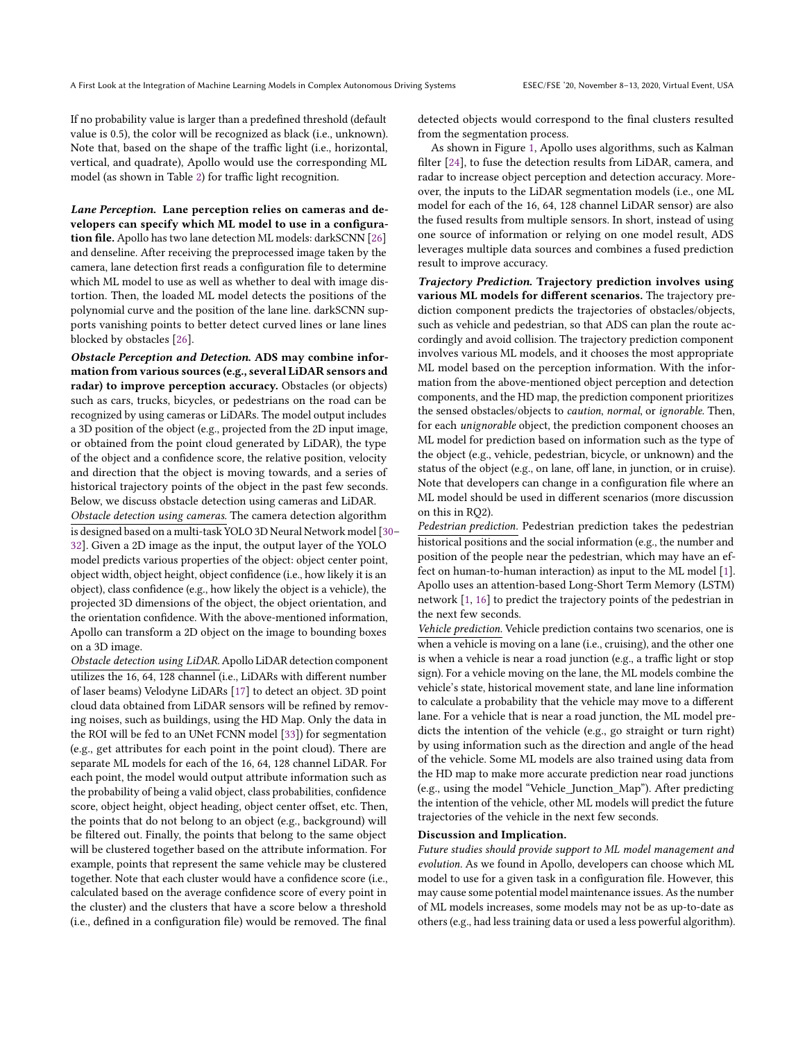If no probability value is larger than a predefined threshold (default value is 0.5), the color will be recognized as black (i.e., unknown). Note that, based on the shape of the traffic light (i.e., horizontal, vertical, and quadrate), Apollo would use the corresponding ML model (as shown in Table 2) for traffic light recognition.

***Lane Perception.*** **Lane perception relies on cameras and developers can specify which ML model to use in a configuration file.** Apollo has two lane detection ML models: darkSCNN [26] and denseline. After receiving the preprocessed image taken by the camera, lane detection first reads a configuration file to determine which ML model to use as well as whether to deal with image distortion. Then, the loaded ML model detects the positions of the polynomial curve and the position of the lane line. darkSCNN supports vanishing points to better detect curved lines or lane lines blocked by obstacles [26].

***Obstacle Perception and Detection.*** **ADS may combine information from various sources (e.g., several LiDAR sensors and radar) to improve perception accuracy.** Obstacles (or objects) such as cars, trucks, bicycles, or pedestrians on the road can be recognized by using cameras or LiDARs. The model output includes a 3D position of the object (e.g., projected from the 2D input image, or obtained from the point cloud generated by LiDAR), the type of the object and a confidence score, the relative position, velocity and direction that the object is moving towards, and a series of historical trajectory points of the object in the past few seconds. Below, we discuss obstacle detection using cameras and LiDAR.

*Obstacle detection using cameras.* The camera detection algorithm is designed based on a multi-task YOLO 3D Neural Network model [30–32]. Given a 2D image as the input, the output layer of the YOLO model predicts various properties of the object: object center point, object width, object height, object confidence (i.e., how likely it is an object), class confidence (e.g., how likely the object is a vehicle), the projected 3D dimensions of the object, the object orientation, and the orientation confidence. With the above-mentioned information, Apollo can transform a 2D object on the image to bounding boxes on a 3D image.

*Obstacle detection using LiDAR.* Apollo LiDAR detection component utilizes the 16, 64, 128 channel (i.e., LiDARs with different number of laser beams) Velodyne LiDARs [17] to detect an object. 3D point cloud data obtained from LiDAR sensors will be refined by removing noises, such as buildings, using the HD Map. Only the data in the ROI will be fed to an UNet FCNN model [33]) for segmentation (e.g., get attributes for each point in the point cloud). There are separate ML models for each of the 16, 64, 128 channel LiDAR. For each point, the model would output attribute information such as the probability of being a valid object, class probabilities, confidence score, object height, object heading, object center offset, etc. Then, the points that do not belong to an object (e.g., background) will be filtered out. Finally, the points that belong to the same object will be clustered together based on the attribute information. For example, points that represent the same vehicle may be clustered together. Note that each cluster would have a confidence score (i.e., calculated based on the average confidence score of every point in the cluster) and the clusters that have a score below a threshold (i.e., defined in a configuration file) would be removed. The final detected objects would correspond to the final clusters resulted from the segmentation process.

As shown in Figure 1, Apollo uses algorithms, such as Kalman filter [24], to fuse the detection results from LiDAR, camera, and radar to increase object perception and detection accuracy. Moreover, the inputs to the LiDAR segmentation models (i.e., one ML model for each of the 16, 64, 128 channel LiDAR sensor) are also the fused results from multiple sensors. In short, instead of using one source of information or relying on one model result, ADS leverages multiple data sources and combines a fused prediction result to improve accuracy.

***Trajectory Prediction.*** **Trajectory prediction involves using various ML models for different scenarios.** The trajectory prediction component predicts the trajectories of obstacles/objects, such as vehicle and pedestrian, so that ADS can plan the route accordingly and avoid collision. The trajectory prediction component involves various ML models, and it chooses the most appropriate ML model based on the perception information. With the information from the above-mentioned object perception and detection components, and the HD map, the prediction component prioritizes the sensed obstacles/objects to *caution*, *normal*, or *ignorable*. Then, for each *unignorable* object, the prediction component chooses an ML model for prediction based on information such as the type of the object (e.g., vehicle, pedestrian, bicycle, or unknown) and the status of the object (e.g., on lane, off lane, in junction, or in cruise). Note that developers can change in a configuration file where an ML model should be used in different scenarios (more discussion on this in RQ2).

*Pedestrian prediction.* Pedestrian prediction takes the pedestrian historical positions and the social information (e.g., the number and position of the people near the pedestrian, which may have an effect on human-to-human interaction) as input to the ML model [1]. Apollo uses an attention-based Long-Short Term Memory (LSTM) network [1, 16] to predict the trajectory points of the pedestrian in the next few seconds.

*Vehicle prediction.* Vehicle prediction contains two scenarios, one is when a vehicle is moving on a lane (i.e., cruising), and the other one is when a vehicle is near a road junction (e.g., a traffic light or stop sign). For a vehicle moving on the lane, the ML models combine the vehicle's state, historical movement state, and lane line information to calculate a probability that the vehicle may move to a different lane. For a vehicle that is near a road junction, the ML model predicts the intention of the vehicle (e.g., go straight or turn right) by using information such as the direction and angle of the head of the vehicle. Some ML models are also trained using data from the HD map to make more accurate prediction near road junctions (e.g., using the model "Vehicle_Junction_Map"). After predicting the intention of the vehicle, other ML models will predict the future trajectories of the vehicle in the next few seconds.

**Discussion and Implication.**

*Future studies should provide support to ML model management and evolution.* As we found in Apollo, developers can choose which ML model to use for a given task in a configuration file. However, this may cause some potential model maintenance issues. As the number of ML models increases, some models may not be as up-to-date as others (e.g., had less training data or used a less powerful algorithm).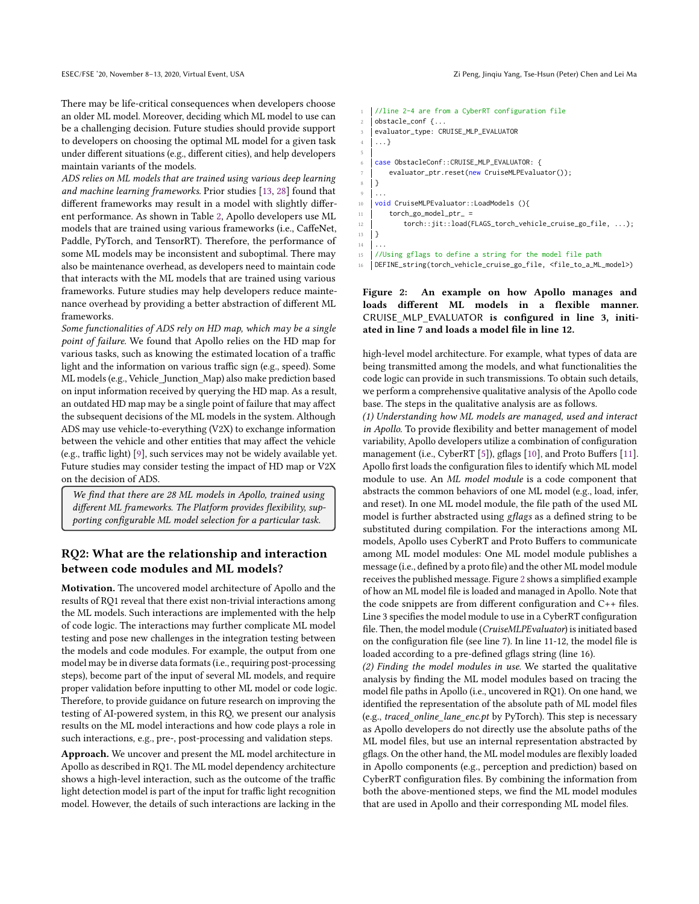There may be life-critical consequences when developers choose an older ML model. Moreover, deciding which ML model to use can be a challenging decision. Future studies should provide support to developers on choosing the optimal ML model for a given task under different situations (e.g., different cities), and help developers maintain variants of the models.

*ADS relies on ML models that are trained using various deep learning and machine learning frameworks.* Prior studies [13, 28] found that different frameworks may result in a model with slightly different performance. As shown in Table 2, Apollo developers use ML models that are trained using various frameworks (i.e., CaffeNet, Paddle, PyTorch, and TensorRT). Therefore, the performance of some ML models may be inconsistent and suboptimal. There may also be maintenance overhead, as developers need to maintain code that interacts with the ML models that are trained using various frameworks. Future studies may help developers reduce maintenance overhead by providing a better abstraction of different ML frameworks.

*Some functionalities of ADS rely on HD map, which may be a single point of failure.* We found that Apollo relies on the HD map for various tasks, such as knowing the estimated location of a traffic light and the information on various traffic sign (e.g., speed). Some ML models (e.g., Vehicle_Junction_Map) also make prediction based on input information received by querying the HD map. As a result, an outdated HD map may be a single point of failure that may affect the subsequent decisions of the ML models in the system. Although ADS may use vehicle-to-everything (V2X) to exchange information between the vehicle and other entities that may affect the vehicle (e.g., traffic light) [9], such services may not be widely available yet. Future studies may consider testing the impact of HD map or V2X on the decision of ADS.

> *We find that there are 28 ML models in Apollo, trained using different ML frameworks. The Platform provides flexibility, supporting configurable ML model selection for a particular task.*

## RQ2: What are the relationship and interaction between code modules and ML models?

**Motivation.** The uncovered model architecture of Apollo and the results of RQ1 reveal that there exist non-trivial interactions among the ML models. Such interactions are implemented with the help of code logic. The interactions may further complicate ML model testing and pose new challenges in the integration testing between the models and code modules. For example, the output from one model may be in diverse data formats (i.e., requiring post-processing steps), become part of the input of several ML models, and require proper validation before inputting to other ML model or code logic. Therefore, to provide guidance on future research on improving the testing of AI-powered system, in this RQ, we present our analysis results on the ML model interactions and how code plays a role in such interactions, e.g., pre-, post-processing and validation steps.

**Approach.** We uncover and present the ML model architecture in Apollo as described in RQ1. The ML model dependency architecture shows a high-level interaction, such as the outcome of the traffic light detection model is part of the input for traffic light recognition model. However, the details of such interactions are lacking in the

```
1  //line 2-4 are from a CyberRT configuration file
2  obstacle_conf {...
3  evaluator_type: CRUISE_MLP_EVALUATOR
4  ...}
5
6  case ObstacleConf::CRUISE_MLP_EVALUATOR: {
7      evaluator_ptr.reset(new CruiseMLPEvaluator());
8  }
9  ...
10 void CruiseMLPEvaluator::LoadModels (){
11     torch_go_model_ptr_ =
12         torch::jit::load(FLAGS_torch_vehicle_cruise_go_file, ...);
13 }
14 ...
15 //Using gflags to define a string for the model file path
16 DEFINE_string(torch_vehicle_cruise_go_file, <file_to_a_ML_model>)
```

**Figure 2: An example on how Apollo manages and loads different ML models in a flexible manner. CRUISE_MLP_EVALUATOR is configured in line 3, initiated in line 7 and loads a model file in line 12.**

high-level model architecture. For example, what types of data are being transmitted among the models, and what functionalities the code logic can provide in such transmissions. To obtain such details, we perform a comprehensive qualitative analysis of the Apollo code base. The steps in the qualitative analysis are as follows.

*(1) Understanding how ML models are managed, used and interact in Apollo.* To provide flexibility and better management of model variability, Apollo developers utilize a combination of configuration management (i.e., CyberRT [5]), gflags [10], and Proto Buffers [11]. Apollo first loads the configuration files to identify which ML model module to use. An *ML model module* is a code component that abstracts the common behaviors of one ML model (e.g., load, infer, and reset). In one ML model module, the file path of the used ML model is further abstracted using *gflags* as a defined string to be substituted during compilation. For the interactions among ML models, Apollo uses CyberRT and Proto Buffers to communicate among ML model modules: One ML model module publishes a message (i.e., defined by a proto file) and the other ML model module receives the published message. Figure 2 shows a simplified example of how an ML model file is loaded and managed in Apollo. Note that the code snippets are from different configuration and C++ files. Line 3 specifies the model module to use in a CyberRT configuration file. Then, the model module (*CruiseMLPEvaluator*) is initiated based on the configuration file (see line 7). In line 11-12, the model file is loaded according to a pre-defined gflags string (line 16).

*(2) Finding the model modules in use.* We started the qualitative analysis by finding the ML model modules based on tracing the model file paths in Apollo (i.e., uncovered in RQ1). On one hand, we identified the representation of the absolute path of ML model files (e.g., *traced_online_lane_enc.pt* by PyTorch). This step is necessary as Apollo developers do not directly use the absolute paths of the ML model files, but use an internal representation abstracted by gflags. On the other hand, the ML model modules are flexibly loaded in Apollo components (e.g., perception and prediction) based on CyberRT configuration files. By combining the information from both the above-mentioned steps, we find the ML model modules that are used in Apollo and their corresponding ML model files.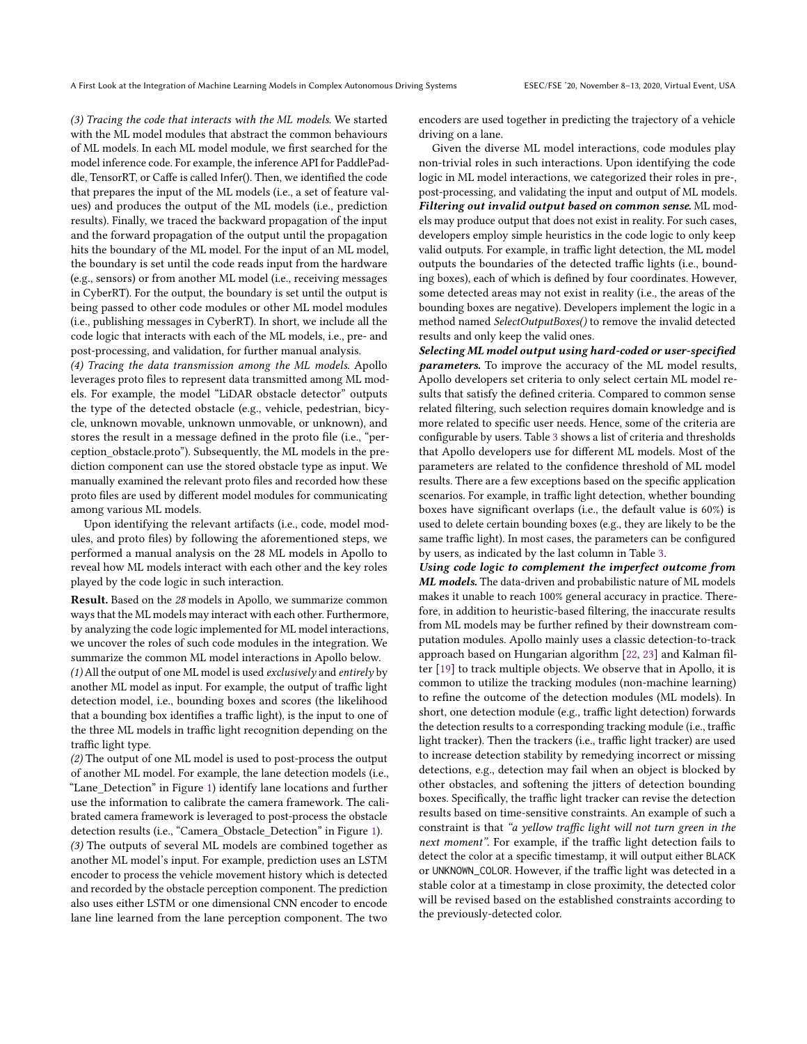*(3) Tracing the code that interacts with the ML models.* We started with the ML model modules that abstract the common behaviours of ML models. In each ML model module, we first searched for the model inference code. For example, the inference API for PaddlePaddle, TensorRT, or Caffe is called Infer(). Then, we identified the code that prepares the input of the ML models (i.e., a set of feature values) and produces the output of the ML models (i.e., prediction results). Finally, we traced the backward propagation of the input and the forward propagation of the output until the propagation hits the boundary of the ML model. For the input of an ML model, the boundary is set until the code reads input from the hardware (e.g., sensors) or from another ML model (i.e., receiving messages in CyberRT). For the output, the boundary is set until the output is being passed to other code modules or other ML model modules (i.e., publishing messages in CyberRT). In short, we include all the code logic that interacts with each of the ML models, i.e., pre- and post-processing, and validation, for further manual analysis.

*(4) Tracing the data transmission among the ML models.* Apollo leverages proto files to represent data transmitted among ML models. For example, the model "LiDAR obstacle detector" outputs the type of the detected obstacle (e.g., vehicle, pedestrian, bicycle, unknown movable, unknown unmovable, or unknown), and stores the result in a message defined in the proto file (i.e., "perception_obstacle.proto"). Subsequently, the ML models in the prediction component can use the stored obstacle type as input. We manually examined the relevant proto files and recorded how these proto files are used by different model modules for communicating among various ML models.

Upon identifying the relevant artifacts (i.e., code, model modules, and proto files) by following the aforementioned steps, we performed a manual analysis on the 28 ML models in Apollo to reveal how ML models interact with each other and the key roles played by the code logic in such interaction.

**Result.** Based on the *28* models in Apollo, we summarize common ways that the ML models may interact with each other. Furthermore, by analyzing the code logic implemented for ML model interactions, we uncover the roles of such code modules in the integration. We summarize the common ML model interactions in Apollo below.

*(1)* All the output of one ML model is used *exclusively* and *entirely* by another ML model as input. For example, the output of traffic light detection model, i.e., bounding boxes and scores (the likelihood that a bounding box identifies a traffic light), is the input to one of the three ML models in traffic light recognition depending on the traffic light type.

*(2)* The output of one ML model is used to post-process the output of another ML model. For example, the lane detection models (i.e., "Lane_Detection" in Figure 1) identify lane locations and further use the information to calibrate the camera framework. The calibrated camera framework is leveraged to post-process the obstacle detection results (i.e., "Camera_Obstacle_Detection" in Figure 1).

*(3)* The outputs of several ML models are combined together as another ML model's input. For example, prediction uses an LSTM encoder to process the vehicle movement history which is detected and recorded by the obstacle perception component. The prediction also uses either LSTM or one dimensional CNN encoder to encode lane line learned from the lane perception component. The two encoders are used together in predicting the trajectory of a vehicle driving on a lane.

Given the diverse ML model interactions, code modules play non-trivial roles in such interactions. Upon identifying the code logic in ML model interactions, we categorized their roles in pre-, post-processing, and validating the input and output of ML models.

***Filtering out invalid output based on common sense.*** ML models may produce output that does not exist in reality. For such cases, developers employ simple heuristics in the code logic to only keep valid outputs. For example, in traffic light detection, the ML model outputs the boundaries of the detected traffic lights (i.e., bounding boxes), each of which is defined by four coordinates. However, some detected areas may not exist in reality (i.e., the areas of the bounding boxes are negative). Developers implement the logic in a method named *SelectOutputBoxes()* to remove the invalid detected results and only keep the valid ones.

***Selecting ML model output using hard-coded or user-specified parameters.*** To improve the accuracy of the ML model results, Apollo developers set criteria to only select certain ML model results that satisfy the defined criteria. Compared to common sense related filtering, such selection requires domain knowledge and is more related to specific user needs. Hence, some of the criteria are configurable by users. Table 3 shows a list of criteria and thresholds that Apollo developers use for different ML models. Most of the parameters are related to the confidence threshold of ML model results. There are a few exceptions based on the specific application scenarios. For example, in traffic light detection, whether bounding boxes have significant overlaps (i.e., the default value is 60%) is used to delete certain bounding boxes (e.g., they are likely to be the same traffic light). In most cases, the parameters can be configured by users, as indicated by the last column in Table 3.

***Using code logic to complement the imperfect outcome from ML models.*** The data-driven and probabilistic nature of ML models makes it unable to reach 100% general accuracy in practice. Therefore, in addition to heuristic-based filtering, the inaccurate results from ML models may be further refined by their downstream computation modules. Apollo mainly uses a classic detection-to-track approach based on Hungarian algorithm [22, 23] and Kalman filter [19] to track multiple objects. We observe that in Apollo, it is common to utilize the tracking modules (non-machine learning) to refine the outcome of the detection modules (ML models). In short, one detection module (e.g., traffic light detection) forwards the detection results to a corresponding tracking module (i.e., traffic light tracker). Then the trackers (i.e., traffic light tracker) are used to increase detection stability by remedying incorrect or missing detections, e.g., detection may fail when an object is blocked by other obstacles, and softening the jitters of detection bounding boxes. Specifically, the traffic light tracker can revise the detection results based on time-sensitive constraints. An example of such a constraint is that *"a yellow traffic light will not turn green in the next moment"*. For example, if the traffic light detection fails to detect the color at a specific timestamp, it will output either BLACK or UNKNOWN_COLOR. However, if the traffic light was detected in a stable color at a timestamp in close proximity, the detected color will be revised based on the established constraints according to the previously-detected color.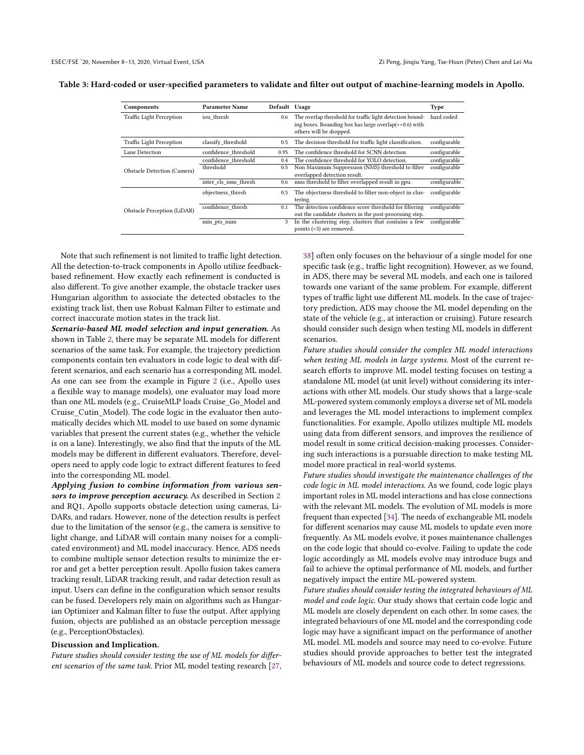**Table 3: Hard-coded or user-specified parameters to validate and filter out output of machine-learning models in Apollo.**

| Components | Parameter Name | Default | Usage | Type |
|---|---|---|---|---|
| Traffic Light Perception | iou_thresh | 0.6 | The overlap threshold for traffic light detection bounding boxes. Bounding box has large overlap(>=0.6) with others will be dropped. | hard coded |
| Traffic Light Perception | classify_threshold | 0.5 | The decision threshold for traffic light classification. | configurable |
| Lane Detection | confidence_threshold | 0.95 | The confidence threshold for SCNN detection. | configurable |
| Obstacle Detection (Camera) | confidence_threshold | 0.4 | The confidence threshold for YOLO detection. | configurable |
| | threshold | 0.5 | Non Maximum Suppression (NMS) threshold to filter overlapped detection result. | configurable |
| | inter_cls_nms_thresh | 0.6 | nms threshold to filter overlapped result in gpu. | configurable |
| Obstacle Perception (LiDAR) | objectness_thresh | 0.5 | The objectness threshold to filter non-object in clustering. | configurable |
| | confidence_thresh | 0.1 | The detection confidence score threshold for filtering out the candidate clusters in the post-processing step. | configurable |
| | min_pts_num | 3 | In the clustering step, clusters that contains a few points (<3) are removed. | configurable |

Note that such refinement is not limited to traffic light detection. All the detection-to-track components in Apollo utilize feedback-based refinement. How exactly each refinement is conducted is also different. To give another example, the obstacle tracker uses Hungarian algorithm to associate the detected obstacles to the existing track list, then use Robust Kalman Filter to estimate and correct inaccurate motion states in the track list.

***Scenario-based ML model selection and input generation.*** As shown in Table 2, there may be separate ML models for different scenarios of the same task. For example, the trajectory prediction components contain ten evaluators in code logic to deal with different scenarios, and each scenario has a corresponding ML model. As one can see from the example in Figure 2 (i.e., Apollo uses a flexible way to manage models), one evaluator may load more than one ML models (e.g., CruiseMLP loads Cruise_Go_Model and Cruise_Cutin_Model). The code logic in the evaluator then automatically decides which ML model to use based on some dynamic variables that present the current states (e.g., whether the vehicle is on a lane). Interestingly, we also find that the inputs of the ML models may be different in different evaluators. Therefore, developers need to apply code logic to extract different features to feed into the corresponding ML model.

***Applying fusion to combine information from various sensors to improve perception accuracy.*** As described in Section 2 and RQ1, Apollo supports obstacle detection using cameras, LiDARs, and radars. However, none of the detection results is perfect due to the limitation of the sensor (e.g., the camera is sensitive to light change, and LiDAR will contain many noises for a complicated environment) and ML model inaccuracy. Hence, ADS needs to combine multiple sensor detection results to minimize the error and get a better perception result. Apollo fusion takes camera tracking result, LiDAR tracking result, and radar detection result as input. Users can define in the configuration which sensor results can be fused. Developers rely main on algorithms such as Hungarian Optimizer and Kalman filter to fuse the output. After applying fusion, objects are published as an obstacle perception message (e.g., PerceptionObstacles).

**Discussion and Implication.**

*Future studies should consider testing the use of ML models for different scenarios of the same task.* Prior ML model testing research [27, 38] often only focuses on the behaviour of a single model for one specific task (e.g., traffic light recognition). However, as we found, in ADS, there may be several ML models, and each one is tailored towards one variant of the same problem. For example, different types of traffic light use different ML models. In the case of trajectory prediction, ADS may choose the ML model depending on the state of the vehicle (e.g., at interaction or cruising). Future research should consider such design when testing ML models in different scenarios.

*Future studies should consider the complex ML model interactions when testing ML models in large systems.* Most of the current research efforts to improve ML model testing focuses on testing a standalone ML model (at unit level) without considering its interactions with other ML models. Our study shows that a large-scale ML-powered system commonly employs a diverse set of ML models and leverages the ML model interactions to implement complex functionalities. For example, Apollo utilizes multiple ML models using data from different sensors, and improves the resilience of model result in some critical decision-making processes. Considering such interactions is a pursuable direction to make testing ML model more practical in real-world systems.

*Future studies should investigate the maintenance challenges of the code logic in ML model interactions.* As we found, code logic plays important roles in ML model interactions and has close connections with the relevant ML models. The evolution of ML models is more frequent than expected [34]. The needs of exchangeable ML models for different scenarios may cause ML models to update even more frequently. As ML models evolve, it poses maintenance challenges on the code logic that should co-evolve. Failing to update the code logic accordingly as ML models evolve may introduce bugs and fail to achieve the optimal performance of ML models, and further negatively impact the entire ML-powered system.

*Future studies should consider testing the integrated behaviours of ML model and code logic.* Our study shows that certain code logic and ML models are closely dependent on each other. In some cases, the integrated behaviours of one ML model and the corresponding code logic may have a significant impact on the performance of another ML model. ML models and source may need to co-evolve. Future studies should provide approaches to better test the integrated behaviours of ML models and source code to detect regressions.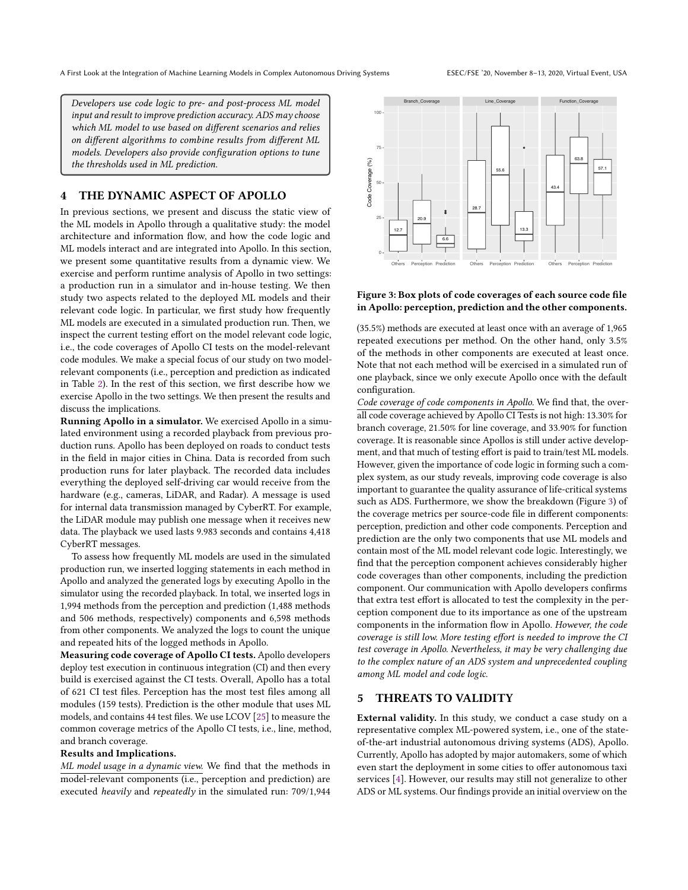*Developers use code logic to pre- and post-process ML model input and result to improve prediction accuracy. ADS may choose which ML model to use based on different scenarios and relies on different algorithms to combine results from different ML models. Developers also provide configuration options to tune the thresholds used in ML prediction.*

## 4 THE DYNAMIC ASPECT OF APOLLO

In previous sections, we present and discuss the static view of the ML models in Apollo through a qualitative study: the model architecture and information flow, and how the code logic and ML models interact and are integrated into Apollo. In this section, we present some quantitative results from a dynamic view. We exercise and perform runtime analysis of Apollo in two settings: a production run in a simulator and in-house testing. We then study two aspects related to the deployed ML models and their relevant code logic. In particular, we first study how frequently ML models are executed in a simulated production run. Then, we inspect the current testing effort on the model relevant code logic, i.e., the code coverages of Apollo CI tests on the model-relevant code modules. We make a special focus of our study on two model-relevant components (i.e., perception and prediction as indicated in Table 2). In the rest of this section, we first describe how we exercise Apollo in the two settings. We then present the results and discuss the implications.

**Running Apollo in a simulator.** We exercised Apollo in a simulated environment using a recorded playback from previous production runs. Apollo has been deployed on roads to conduct tests in the field in major cities in China. Data is recorded from such production runs for later playback. The recorded data includes everything the deployed self-driving car would receive from the hardware (e.g., cameras, LiDAR, and Radar). A message is used for internal data transmission managed by CyberRT. For example, the LiDAR module may publish one message when it receives new data. The playback we used lasts 9.983 seconds and contains 4,418 CyberRT messages.

To assess how frequently ML models are used in the simulated production run, we inserted logging statements in each method in Apollo and analyzed the generated logs by executing Apollo in the simulator using the recorded playback. In total, we inserted logs in 1,994 methods from the perception and prediction (1,488 methods and 506 methods, respectively) components and 6,598 methods from other components. We analyzed the logs to count the unique and repeated hits of the logged methods in Apollo.

**Measuring code coverage of Apollo CI tests.** Apollo developers deploy test execution in continuous integration (CI) and then every build is exercised against the CI tests. Overall, Apollo has a total of 621 CI test files. Perception has the most test files among all modules (159 tests). Prediction is the other module that uses ML models, and contains 44 test files. We use LCOV [25] to measure the common coverage metrics of the Apollo CI tests, i.e., line, method, and branch coverage.

**Results and Implications.**

*ML model usage in a dynamic view.* We find that the methods in model-relevant components (i.e., perception and prediction) are executed *heavily* and *repeatedly* in the simulated run: 709/1,944 (35.5%) methods are executed at least once with an average of 1,965 repeated executions per method. On the other hand, only 3.5% of the methods in other components are executed at least once. Note that not each method will be exercised in a simulated run of one playback, since we only execute Apollo once with the default configuration.

**Figure 3: Box plots of code coverages of each source code file in Apollo: perception, prediction and the other components.**

*Code coverage of code components in Apollo.* We find that, the overall code coverage achieved by Apollo CI Tests is not high: 13.30% for branch coverage, 21.50% for line coverage, and 33.90% for function coverage. It is reasonable since Apollos is still under active development, and that much of testing effort is paid to train/test ML models. However, given the importance of code logic in forming such a complex system, as our study reveals, improving code coverage is also important to guarantee the quality assurance of life-critical systems such as ADS. Furthermore, we show the breakdown (Figure 3) of the coverage metrics per source-code file in different components: perception, prediction and other code components. Perception and prediction are the only two components that use ML models and contain most of the ML model relevant code logic. Interestingly, we find that the perception component achieves considerably higher code coverages than other components, including the prediction component. Our communication with Apollo developers confirms that extra test effort is allocated to test the complexity in the perception component due to its importance as one of the upstream components in the information flow in Apollo. *However, the code coverage is still low. More testing effort is needed to improve the CI test coverage in Apollo. Nevertheless, it may be very challenging due to the complex nature of an ADS system and unprecedented coupling among ML model and code logic.*

## 5 THREATS TO VALIDITY

**External validity.** In this study, we conduct a case study on a representative complex ML-powered system, i.e., one of the state-of-the-art industrial autonomous driving systems (ADS), Apollo. Currently, Apollo has adopted by major automakers, some of which even start the deployment in some cities to offer autonomous taxi services [4]. However, our results may still not generalize to other ADS or ML systems. Our findings provide an initial overview on the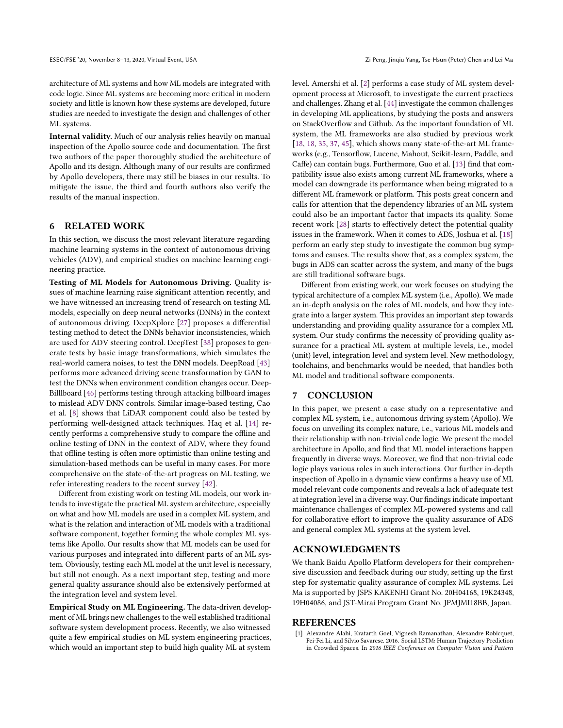architecture of ML systems and how ML models are integrated with code logic. Since ML systems are becoming more critical in modern society and little is known how these systems are developed, future studies are needed to investigate the design and challenges of other ML systems.

**Internal validity.** Much of our analysis relies heavily on manual inspection of the Apollo source code and documentation. The first two authors of the paper thoroughly studied the architecture of Apollo and its design. Although many of our results are confirmed by Apollo developers, there may still be biases in our results. To mitigate the issue, the third and fourth authors also verify the results of the manual inspection.

## 6 RELATED WORK

In this section, we discuss the most relevant literature regarding machine learning systems in the context of autonomous driving vehicles (ADV), and empirical studies on machine learning engineering practice.

**Testing of ML Models for Autonomous Driving.** Quality issues of machine learning raise significant attention recently, and we have witnessed an increasing trend of research on testing ML models, especially on deep neural networks (DNNs) in the context of autonomous driving. DeepXplore [27] proposes a differential testing method to detect the DNNs behavior inconsistencies, which are used for ADV steering control. DeepTest [38] proposes to generate tests by basic image transformations, which simulates the real-world camera noises, to test the DNN models. DeepRoad [43] performs more advanced driving scene transformation by GAN to test the DNNs when environment condition changes occur. DeepBilllboard [46] performs testing through attacking billboard images to mislead ADV DNN controls. Similar image-based testing, Cao et al. [8] shows that LiDAR component could also be tested by performing well-designed attack techniques. Haq et al. [14] recently performs a comprehensive study to compare the offline and online testing of DNN in the context of ADV, where they found that offline testing is often more optimistic than online testing and simulation-based methods can be useful in many cases. For more comprehensive on the state-of-the-art progress on ML testing, we refer interesting readers to the recent survey [42].

Different from existing work on testing ML models, our work intends to investigate the practical ML system architecture, especially on what and how ML models are used in a complex ML system, and what is the relation and interaction of ML models with a traditional software component, together forming the whole complex ML systems like Apollo. Our results show that ML models can be used for various purposes and integrated into different parts of an ML system. Obviously, testing each ML model at the unit level is necessary, but still not enough. As a next important step, testing and more general quality assurance should also be extensively performed at the integration level and system level.

**Empirical Study on ML Engineering.** The data-driven development of ML brings new challenges to the well established traditional software system development process. Recently, we also witnessed quite a few empirical studies on ML system engineering practices, which would an important step to build high quality ML at system level. Amershi et al. [2] performs a case study of ML system development process at Microsoft, to investigate the current practices and challenges. Zhang et al. [44] investigate the common challenges in developing ML applications, by studying the posts and answers on StackOverflow and Github. As the important foundation of ML system, the ML frameworks are also studied by previous work [18, 18, 35, 37, 45], which shows many state-of-the-art ML frameworks (e.g., Tensorflow, Lucene, Mahout, Scikit-learn, Paddle, and Caffe) can contain bugs. Furthermore, Guo et al. [13] find that compatibility issue also exists among current ML frameworks, where a model can downgrade its performance when being migrated to a different ML framework or platform. This posts great concern and calls for attention that the dependency libraries of an ML system could also be an important factor that impacts its quality. Some recent work [28] starts to effectively detect the potential quality issues in the framework. When it comes to ADS, Joshua et al. [18] perform an early step study to investigate the common bug symptoms and causes. The results show that, as a complex system, the bugs in ADS can scatter across the system, and many of the bugs are still traditional software bugs.

Different from existing work, our work focuses on studying the typical architecture of a complex ML system (i.e., Apollo). We made an in-depth analysis on the roles of ML models, and how they integrate into a larger system. This provides an important step towards understanding and providing quality assurance for a complex ML system. Our study confirms the necessity of providing quality assurance for a practical ML system at multiple levels, i.e., model (unit) level, integration level and system level. New methodology, toolchains, and benchmarks would be needed, that handles both ML model and traditional software components.

## 7 CONCLUSION

In this paper, we present a case study on a representative and complex ML system, i.e., autonomous driving system (Apollo). We focus on unveiling its complex nature, i.e., various ML models and their relationship with non-trivial code logic. We present the model architecture in Apollo, and find that ML model interactions happen frequently in diverse ways. Moreover, we find that non-trivial code logic plays various roles in such interactions. Our further in-depth inspection of Apollo in a dynamic view confirms a heavy use of ML model relevant code components and reveals a lack of adequate test at integration level in a diverse way. Our findings indicate important maintenance challenges of complex ML-powered systems and call for collaborative effort to improve the quality assurance of ADS and general complex ML systems at the system level.

## ACKNOWLEDGMENTS

We thank Baidu Apollo Platform developers for their comprehensive discussion and feedback during our study, setting up the first step for systematic quality assurance of complex ML systems. Lei Ma is supported by JSPS KAKENHI Grant No. 20H04168, 19K24348, 19H04086, and JST-Mirai Program Grant No. JPMJMI18BB, Japan.

## REFERENCES

[1] Alexandre Alahi, Kratarth Goel, Vignesh Ramanathan, Alexandre Robicquet, Fei-Fei Li, and Silvio Savarese. 2016. Social LSTM: Human Trajectory Prediction in Crowded Spaces. In *2016 IEEE Conference on Computer Vision and Pattern*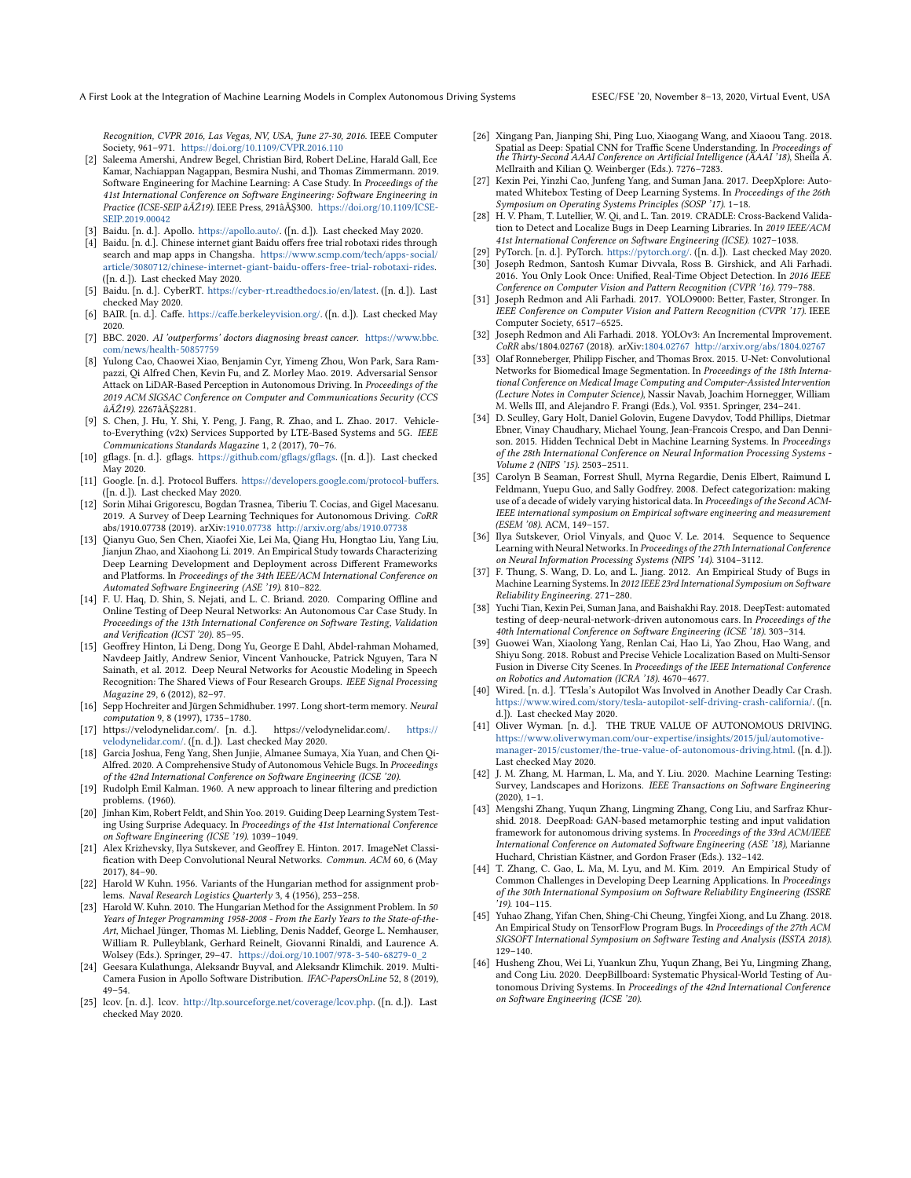Recognition, CVPR 2016, Las Vegas, NV, USA, June 27-30, 2016*. IEEE Computer Society, 961–971. https://doi.org/10.1109/CVPR.2016.110

[2] Saleema Amershi, Andrew Begel, Christian Bird, Robert DeLine, Harald Gall, Ece Kamar, Nachiappan Nagappan, Besmira Nushi, and Thomas Zimmermann. 2019. Software Engineering for Machine Learning: A Case Study. In *Proceedings of the 41st International Conference on Software Engineering: Software Engineering in Practice (ICSE-SEIP âĂŹ19)*. IEEE Press, 291âĂŞ300. https://doi.org/10.1109/ICSE-SEIP.2019.00042

[3] Baidu. [n. d.]. Apollo. https://apollo.auto/. ([n. d.]). Last checked May 2020.

[4] Baidu. [n. d.]. Chinese internet giant Baidu offers free trial robotaxi rides through search and map apps in Changsha. https://www.scmp.com/tech/apps-social/article/3080712/chinese-internet-giant-baidu-offers-free-trial-robotaxi-rides. ([n. d.]). Last checked May 2020.

[5] Baidu. [n. d.]. CyberRT. https://cyber-rt.readthedocs.io/en/latest. ([n. d.]). Last checked May 2020.

[6] BAIR. [n. d.]. Caffe. https://caffe.berkeleyvision.org/. ([n. d.]). Last checked May 2020.

[7] BBC. 2020. *AI 'outperforms' doctors diagnosing breast cancer*. https://www.bbc.com/news/health-50857759

[8] Yulong Cao, Chaowei Xiao, Benjamin Cyr, Yimeng Zhou, Won Park, Sara Rampazzi, Qi Alfred Chen, Kevin Fu, and Z. Morley Mao. 2019. Adversarial Sensor Attack on LiDAR-Based Perception in Autonomous Driving. In *Proceedings of the 2019 ACM SIGSAC Conference on Computer and Communications Security (CCS âĂŹ19)*. 2267âĂŞ2281.

[9] S. Chen, J. Hu, Y. Shi, Y. Peng, J. Fang, R. Zhao, and L. Zhao. 2017. Vehicle-to-Everything (v2x) Services Supported by LTE-Based Systems and 5G. *IEEE Communications Standards Magazine* 1, 2 (2017), 70–76.

[10] gflags. [n. d.]. gflags. https://github.com/gflags/gflags. ([n. d.]). Last checked May 2020.

[11] Google. [n. d.]. Protocol Buffers. https://developers.google.com/protocol-buffers. ([n. d.]). Last checked May 2020.

[12] Sorin Mihai Grigorescu, Bogdan Trasnea, Tiberiu T. Cocias, and Gigel Macesanu. 2019. A Survey of Deep Learning Techniques for Autonomous Driving. *CoRR* abs/1910.07738 (2019). arXiv:1910.07738 http://arxiv.org/abs/1910.07738

[13] Qianyu Guo, Sen Chen, Xiaofei Xie, Lei Ma, Qiang Hu, Hongtao Liu, Yang Liu, Jianjun Zhao, and Xiaohong Li. 2019. An Empirical Study towards Characterizing Deep Learning Development and Deployment across Different Frameworks and Platforms. In *Proceedings of the 34th IEEE/ACM International Conference on Automated Software Engineering (ASE '19)*. 810–822.

[14] F. U. Haq, D. Shin, S. Nejati, and L. C. Briand. 2020. Comparing Offline and Online Testing of Deep Neural Networks: An Autonomous Car Case Study. In *Proceedings of the 13th International Conference on Software Testing, Validation and Verification (ICST '20)*. 85–95.

[15] Geoffrey Hinton, Li Deng, Dong Yu, George E Dahl, Abdel-rahman Mohamed, Navdeep Jaitly, Andrew Senior, Vincent Vanhoucke, Patrick Nguyen, Tara N Sainath, et al. 2012. Deep Neural Networks for Acoustic Modeling in Speech Recognition: The Shared Views of Four Research Groups. *IEEE Signal Processing Magazine* 29, 6 (2012), 82–97.

[16] Sepp Hochreiter and Jürgen Schmidhuber. 1997. Long short-term memory. *Neural computation* 9, 8 (1997), 1735–1780.

[17] https://velodynelidar.com/. [n. d.]. https://velodynelidar.com/. https://velodynelidar.com/. ([n. d.]). Last checked May 2020.

[18] Garcia Joshua, Feng Yang, Shen Junjie, Almanee Sumaya, Xia Yuan, and Chen Qi-Alfred. 2020. A Comprehensive Study of Autonomous Vehicle Bugs. In *Proceedings of the 42nd International Conference on Software Engineering (ICSE '20)*.

[19] Rudolph Emil Kalman. 1960. A new approach to linear filtering and prediction problems. (1960).

[20] Jinhan Kim, Robert Feldt, and Shin Yoo. 2019. Guiding Deep Learning System Testing Using Surprise Adequacy. In *Proceedings of the 41st International Conference on Software Engineering (ICSE '19)*. 1039–1049.

[21] Alex Krizhevsky, Ilya Sutskever, and Geoffrey E. Hinton. 2017. ImageNet Classification with Deep Convolutional Neural Networks. *Commun. ACM* 60, 6 (May 2017), 84–90.

[22] Harold W Kuhn. 1956. Variants of the Hungarian method for assignment problems. *Naval Research Logistics Quarterly* 3, 4 (1956), 253–258.

[23] Harold W. Kuhn. 2010. The Hungarian Method for the Assignment Problem. In *50 Years of Integer Programming 1958-2008 - From the Early Years to the State-of-the-Art*, Michael Jünger, Thomas M. Liebling, Denis Naddef, George L. Nemhauser, William R. Pulleyblank, Gerhard Reinelt, Giovanni Rinaldi, and Laurence A. Wolsey (Eds.). Springer, 29–47. https://doi.org/10.1007/978-3-540-68279-0_2

[24] Geesara Kulathunga, Aleksandr Buyval, and Aleksandr Klimchik. 2019. Multi-Camera Fusion in Apollo Software Distribution. *IFAC-PapersOnLine* 52, 8 (2019), 49–54.

[25] lcov. [n. d.]. lcov. http://ltp.sourceforge.net/coverage/lcov.php. ([n. d.]). Last checked May 2020.

[26] Xingang Pan, Jianping Shi, Ping Luo, Xiaogang Wang, and Xiaoou Tang. 2018. Spatial as Deep: Spatial CNN for Traffic Scene Understanding. In *Proceedings of the Thirty-Second AAAI Conference on Artificial Intelligence (AAAI '18)*, Sheila A. McIlraith and Kilian Q. Weinberger (Eds.). 7276–7283.

[27] Kexin Pei, Yinzhi Cao, Junfeng Yang, and Suman Jana. 2017. DeepXplore: Automated Whitebox Testing of Deep Learning Systems. In *Proceedings of the 26th Symposium on Operating Systems Principles (SOSP '17)*. 1–18.

[28] H. V. Pham, T. Lutellier, W. Qi, and L. Tan. 2019. CRADLE: Cross-Backend Validation to Detect and Localize Bugs in Deep Learning Libraries. In *2019 IEEE/ACM 41st International Conference on Software Engineering (ICSE)*. 1027–1038.

[29] PyTorch. [n. d.]. PyTorch. https://pytorch.org/. ([n. d.]). Last checked May 2020.

[30] Joseph Redmon, Santosh Kumar Divvala, Ross B. Girshick, and Ali Farhadi. 2016. You Only Look Once: Unified, Real-Time Object Detection. In *2016 IEEE Conference on Computer Vision and Pattern Recognition (CVPR '16)*. 779–788.

[31] Joseph Redmon and Ali Farhadi. 2017. YOLO9000: Better, Faster, Stronger. In *IEEE Conference on Computer Vision and Pattern Recognition (CVPR '17)*. IEEE Computer Society, 6517–6525.

[32] Joseph Redmon and Ali Farhadi. 2018. YOLOv3: An Incremental Improvement. *CoRR* abs/1804.02767 (2018). arXiv:1804.02767 http://arxiv.org/abs/1804.02767

[33] Olaf Ronneberger, Philipp Fischer, and Thomas Brox. 2015. U-Net: Convolutional Networks for Biomedical Image Segmentation. In *Proceedings of the 18th International Conference on Medical Image Computing and Computer-Assisted Intervention (Lecture Notes in Computer Science)*, Nassir Navab, Joachim Hornegger, William M. Wells III, and Alejandro F. Frangi (Eds.), Vol. 9351. Springer, 234–241.

[34] D. Sculley, Gary Holt, Daniel Golovin, Eugene Davydov, Todd Phillips, Dietmar Ebner, Vinay Chaudhary, Michael Young, Jean-Francois Crespo, and Dan Dennison. 2015. Hidden Technical Debt in Machine Learning Systems. In *Proceedings of the 28th International Conference on Neural Information Processing Systems - Volume 2 (NIPS '15)*. 2503–2511.

[35] Carolyn B Seaman, Forrest Shull, Myrna Regardie, Denis Elbert, Raimund L Feldmann, Yuepu Guo, and Sally Godfrey. 2008. Defect categorization: making use of a decade of widely varying historical data. In *Proceedings of the Second ACM-IEEE international symposium on Empirical software engineering and measurement (ESEM '08)*. ACM, 149–157.

[36] Ilya Sutskever, Oriol Vinyals, and Quoc V. Le. 2014. Sequence to Sequence Learning with Neural Networks. In *Proceedings of the 27th International Conference on Neural Information Processing Systems (NIPS '14)*. 3104–3112.

[37] F. Thung, S. Wang, D. Lo, and L. Jiang. 2012. An Empirical Study of Bugs in Machine Learning Systems. In *2012 IEEE 23rd International Symposium on Software Reliability Engineering*. 271–280.

[38] Yuchi Tian, Kexin Pei, Suman Jana, and Baishakhi Ray. 2018. DeepTest: automated testing of deep-neural-network-driven autonomous cars. In *Proceedings of the 40th International Conference on Software Engineering (ICSE '18)*. 303–314.

[39] Guowei Wan, Xiaolong Yang, Renlan Cai, Hao Li, Yao Zhou, Hao Wang, and Shiyu Song. 2018. Robust and Precise Vehicle Localization Based on Multi-Sensor Fusion in Diverse City Scenes. In *Proceedings of the IEEE International Conference on Robotics and Automation (ICRA '18)*. 4670–4677.

[40] Wired. [n. d.]. TTesla's Autopilot Was Involved in Another Deadly Car Crash. https://www.wired.com/story/tesla-autopilot-self-driving-crash-california/. ([n. d.]). Last checked May 2020.

[41] Oliver Wyman. [n. d.]. THE TRUE VALUE OF AUTONOMOUS DRIVING. https://www.oliverwyman.com/our-expertise/insights/2015/jul/automotive-manager-2015/customer/the-true-value-of-autonomous-driving.html. ([n. d.]). Last checked May 2020.

[42] J. M. Zhang, M. Harman, L. Ma, and Y. Liu. 2020. Machine Learning Testing: Survey, Landscapes and Horizons. *IEEE Transactions on Software Engineering* (2020), 1–1.

[43] Mengshi Zhang, Yuqun Zhang, Lingming Zhang, Cong Liu, and Sarfraz Khurshid. 2018. DeepRoad: GAN-based metamorphic testing and input validation framework for autonomous driving systems. In *Proceedings of the 33rd ACM/IEEE International Conference on Automated Software Engineering (ASE '18)*, Marianne Huchard, Christian Kästner, and Gordon Fraser (Eds.). 132–142.

[44] T. Zhang, C. Gao, L. Ma, M. Lyu, and M. Kim. 2019. An Empirical Study of Common Challenges in Developing Deep Learning Applications. In *Proceedings of the 30th International Symposium on Software Reliability Engineering (ISSRE '19)*. 104–115.

[45] Yuhao Zhang, Yifan Chen, Shing-Chi Cheung, Yingfei Xiong, and Lu Zhang. 2018. An Empirical Study on TensorFlow Program Bugs. In *Proceedings of the 27th ACM SIGSOFT International Symposium on Software Testing and Analysis (ISSTA 2018)*. 129–140.

[46] Husheng Zhou, Wei Li, Yuankun Zhu, Yuqun Zhang, Bei Yu, Lingming Zhang, and Cong Liu. 2020. DeepBillboard: Systematic Physical-World Testing of Autonomous Driving Systems. In *Proceedings of the 42nd International Conference on Software Engineering (ICSE '20)*.